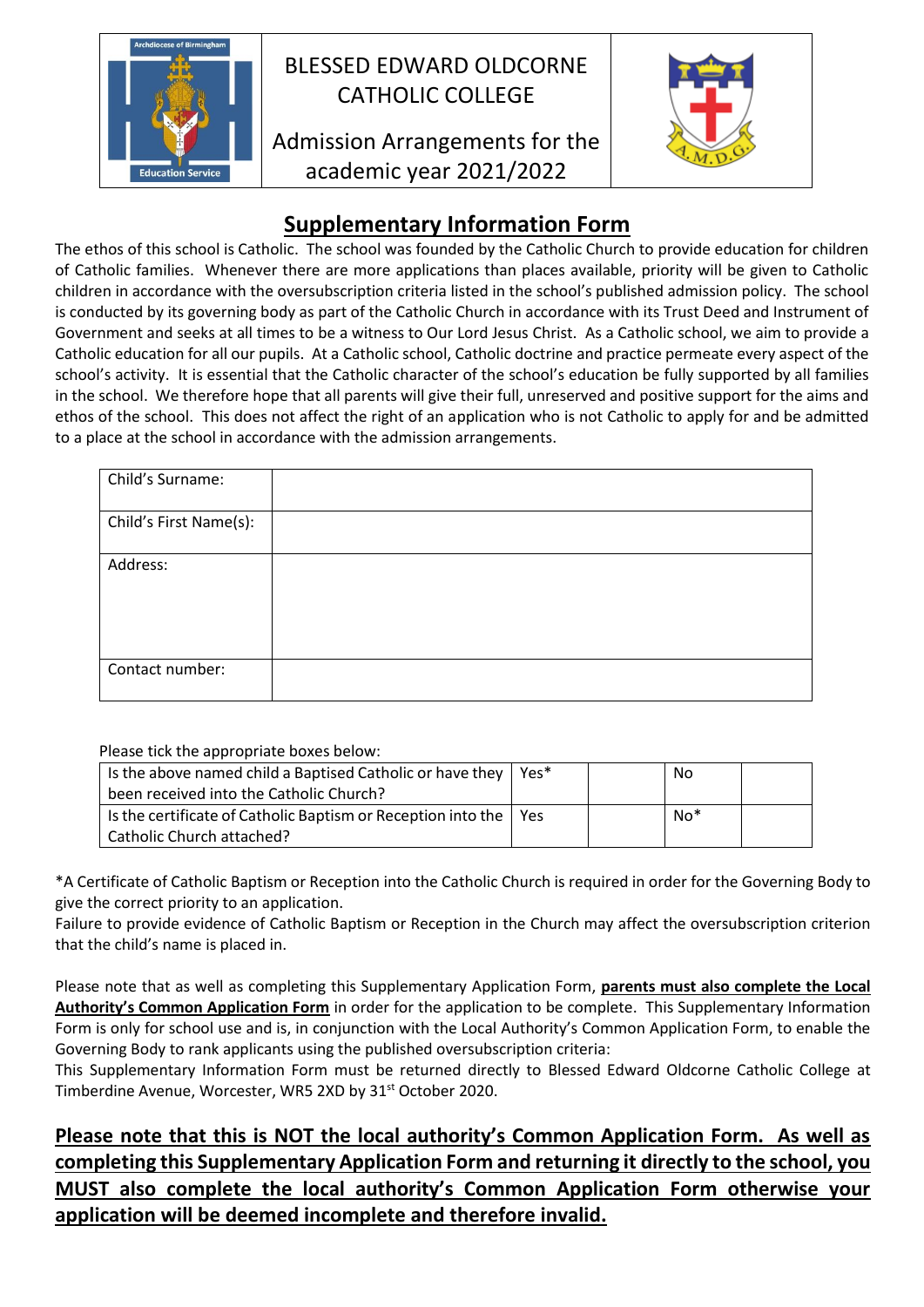# BLESSED EDWARD OLDCORNE CATHOLIC COLLEGE

Admission Arrangements for the academic year 2021/2022

## Supplementary Information Form

The ethos of this school is Catholic. The school was founded by the Catholic Church to provide education for children of Catholic families. Whenever there are more applications than places available, priority will be given to Catholic children in accordance with the oversubscription criteria listed in the school's published admission policy. The school is conducted by its governing body as part of the Catholic Church in accordance with its Trust Deed and Instrument of Government and seeks at all times to be a witness to Our Lord Jesus Christ. As a Catholic school, we aim to provide a Catholic education for all our pupils. At a Catholic school, Catholic doctrine and practice permeate every aspect of the school's activity. It is essential that the Catholic character of the school's education be fully supported by all families in the school. We therefore hope that all parents will give their full, unreserved and positive support for the aims and ethos of the school. This does not affect the right of an application who is not Catholic to apply for and be admitted to a place at the school in accordance with the admission arrangements.

| | |
|---|---|
| Child's Surname: | |
| Child's First Name(s): | |
| Address: | |
| Contact number: | |

Please tick the appropriate boxes below:

| | | | | |
|---|---|---|---|---|
| Is the above named child a Baptised Catholic or have they been received into the Catholic Church? | Yes* | | No | |
| Is the certificate of Catholic Baptism or Reception into the Catholic Church attached? | Yes | | No* | |

*A Certificate of Catholic Baptism or Reception into the Catholic Church is required in order for the Governing Body to give the correct priority to an application.

Failure to provide evidence of Catholic Baptism or Reception in the Church may affect the oversubscription criterion that the child's name is placed in.

Please note that as well as completing this Supplementary Application Form, **parents must also complete the Local Authority's Common Application Form** in order for the application to be complete. This Supplementary Information Form is only for school use and is, in conjunction with the Local Authority's Common Application Form, to enable the Governing Body to rank applicants using the published oversubscription criteria:

This Supplementary Information Form must be returned directly to Blessed Edward Oldcorne Catholic College at Timberdine Avenue, Worcester, WR5 2XD by 31st October 2020.

**Please note that this is NOT the local authority's Common Application Form. As well as completing this Supplementary Application Form and returning it directly to the school, you MUST also complete the local authority's Common Application Form otherwise your application will be deemed incomplete and therefore invalid.**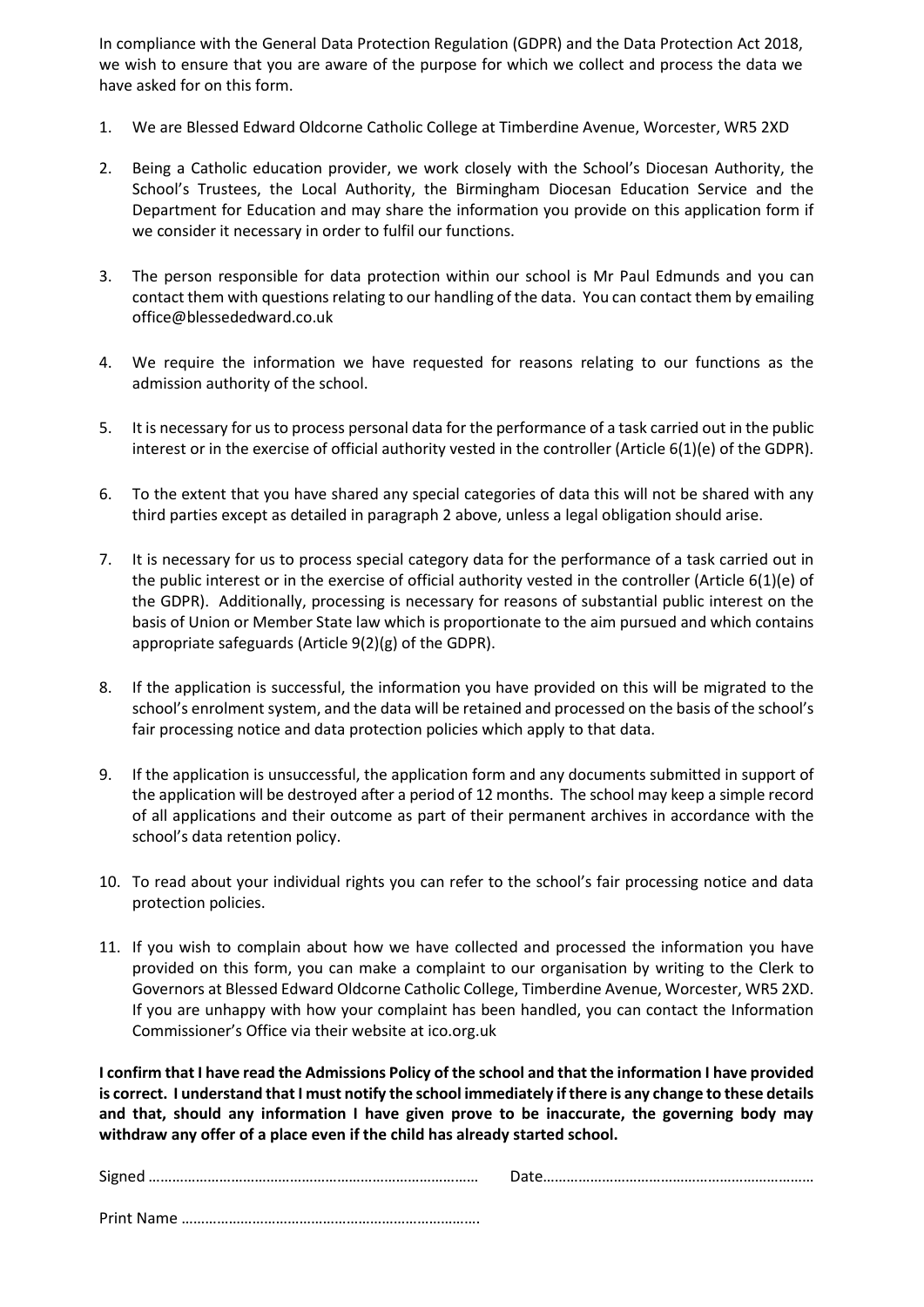In compliance with the General Data Protection Regulation (GDPR) and the Data Protection Act 2018, we wish to ensure that you are aware of the purpose for which we collect and process the data we have asked for on this form.

1. We are Blessed Edward Oldcorne Catholic College at Timberdine Avenue, Worcester, WR5 2XD

2. Being a Catholic education provider, we work closely with the School's Diocesan Authority, the School's Trustees, the Local Authority, the Birmingham Diocesan Education Service and the Department for Education and may share the information you provide on this application form if we consider it necessary in order to fulfil our functions.

3. The person responsible for data protection within our school is Mr Paul Edmunds and you can contact them with questions relating to our handling of the data. You can contact them by emailing office@blessededward.co.uk

4. We require the information we have requested for reasons relating to our functions as the admission authority of the school.

5. It is necessary for us to process personal data for the performance of a task carried out in the public interest or in the exercise of official authority vested in the controller (Article 6(1)(e) of the GDPR).

6. To the extent that you have shared any special categories of data this will not be shared with any third parties except as detailed in paragraph 2 above, unless a legal obligation should arise.

7. It is necessary for us to process special category data for the performance of a task carried out in the public interest or in the exercise of official authority vested in the controller (Article 6(1)(e) of the GDPR). Additionally, processing is necessary for reasons of substantial public interest on the basis of Union or Member State law which is proportionate to the aim pursued and which contains appropriate safeguards (Article 9(2)(g) of the GDPR).

8. If the application is successful, the information you have provided on this will be migrated to the school's enrolment system, and the data will be retained and processed on the basis of the school's fair processing notice and data protection policies which apply to that data.

9. If the application is unsuccessful, the application form and any documents submitted in support of the application will be destroyed after a period of 12 months. The school may keep a simple record of all applications and their outcome as part of their permanent archives in accordance with the school's data retention policy.

10. To read about your individual rights you can refer to the school's fair processing notice and data protection policies.

11. If you wish to complain about how we have collected and processed the information you have provided on this form, you can make a complaint to our organisation by writing to the Clerk to Governors at Blessed Edward Oldcorne Catholic College, Timberdine Avenue, Worcester, WR5 2XD. If you are unhappy with how your complaint has been handled, you can contact the Information Commissioner's Office via their website at ico.org.uk

**I confirm that I have read the Admissions Policy of the school and that the information I have provided is correct. I understand that I must notify the school immediately if there is any change to these details and that, should any information I have given prove to be inaccurate, the governing body may withdraw any offer of a place even if the child has already started school.**

Signed …………………………………………………………………… Date……………………………………………………………

Print Name ………………………………………………………………..